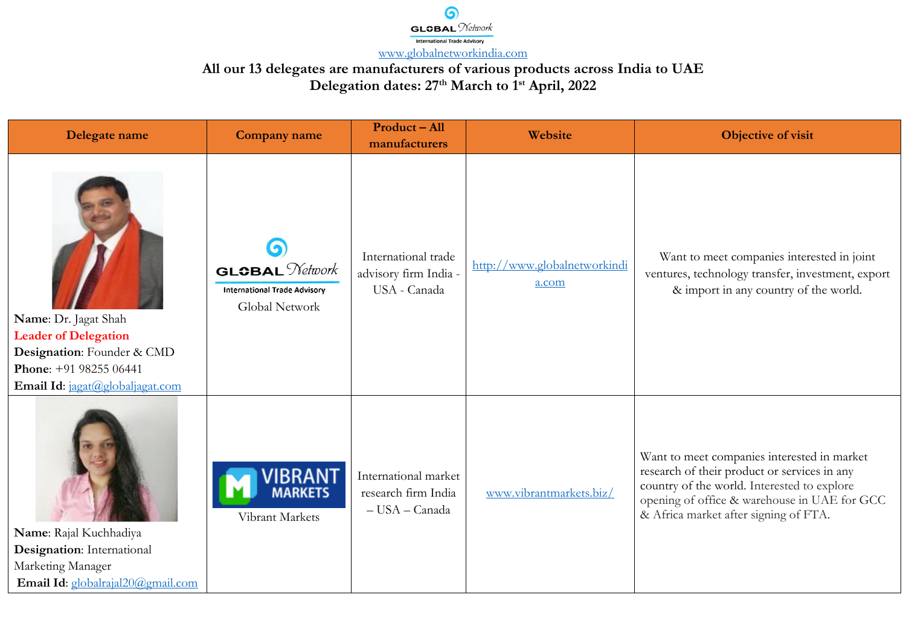GLOBAL Network
International Trade Advisory

www.globalnetworkindia.com

## All our 13 delegates are manufacturers of various products across India to UAE
## Delegation dates: 27th March to 1st April, 2022

| Delegate name | Company name | Product – All manufacturers | Website | Objective of visit |
|---|---|---|---|---|
| **Name**: Dr. Jagat Shah<br>**Leader of Delegation**<br>**Designation**: Founder & CMD<br>**Phone**: +91 98255 06441<br>**Email Id**: jagat@globaljagat.com | GLOBAL Network International Trade Advisory<br>Global Network | International trade advisory firm India - USA - Canada | http://www.globalnetworkindia.com | Want to meet companies interested in joint ventures, technology transfer, investment, export & import in any country of the world. |
| **Name**: Rajal Kuchhadiya<br>**Designation**: International Marketing Manager<br>**Email Id**: globalrajal20@gmail.com | VIBRANT MARKETS<br>Vibrant Markets | International market research firm India – USA – Canada | www.vibrantmarkets.biz/ | Want to meet companies interested in market research of their product or services in any country of the world. Interested to explore opening of office & warehouse in UAE for GCC & Africa market after signing of FTA. |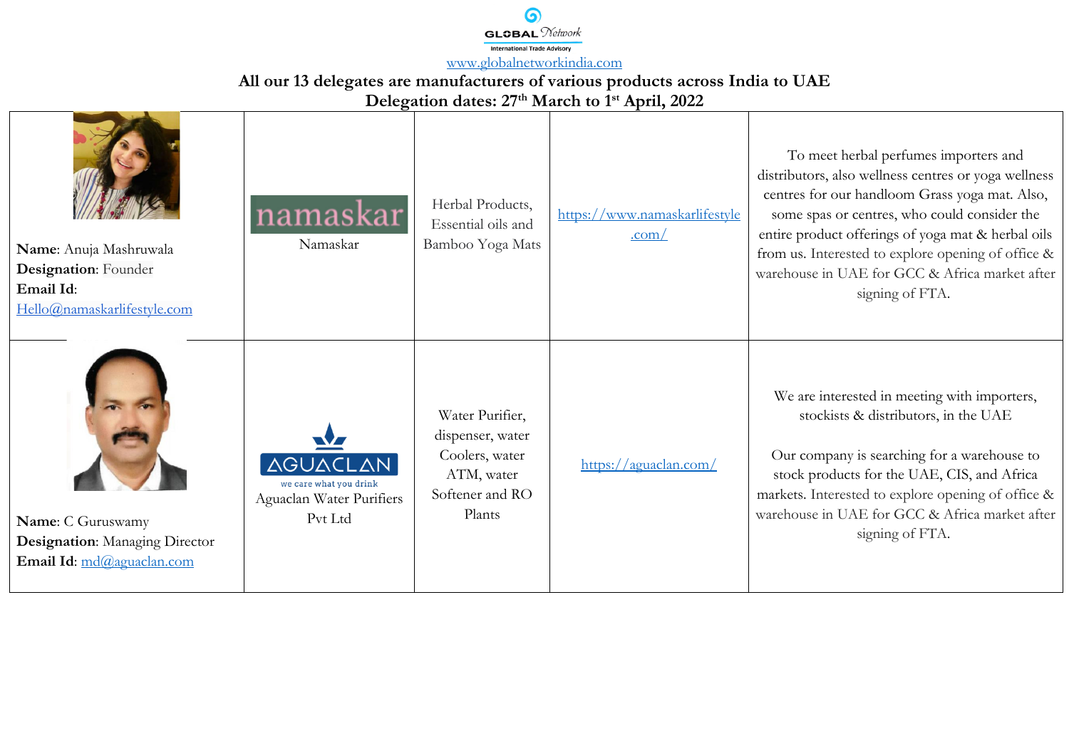www.globalnetworkindia.com

**All our 13 delegates are manufacturers of various products across India to UAE**
**Delegation dates: 27th March to 1st April, 2022**

| | | | | |
|---|---|---|---|---|
| **Name**: Anuja Mashruwala<br>**Designation**: Founder<br>**Email Id**: Hello@namaskarlifestyle.com | namaskar<br>Namaskar | Herbal Products, Essential oils and Bamboo Yoga Mats | https://www.namaskarlifestyle.com/ | To meet herbal perfumes importers and distributors, also wellness centres or yoga wellness centres for our handloom Grass yoga mat. Also, some spas or centres, who could consider the entire product offerings of yoga mat & herbal oils from us. Interested to explore opening of office & warehouse in UAE for GCC & Africa market after signing of FTA. |
| **Name**: C Guruswamy<br>**Designation**: Managing Director<br>**Email Id**: md@aguaclan.com | AGUACLAN<br>we care what you drink<br>Aguaclan Water Purifiers Pvt Ltd | Water Purifier, dispenser, water Coolers, water ATM, water Softener and RO Plants | https://aguaclan.com/ | We are interested in meeting with importers, stockists & distributors, in the UAE<br><br>Our company is searching for a warehouse to stock products for the UAE, CIS, and Africa markets. Interested to explore opening of office & warehouse in UAE for GCC & Africa market after signing of FTA. |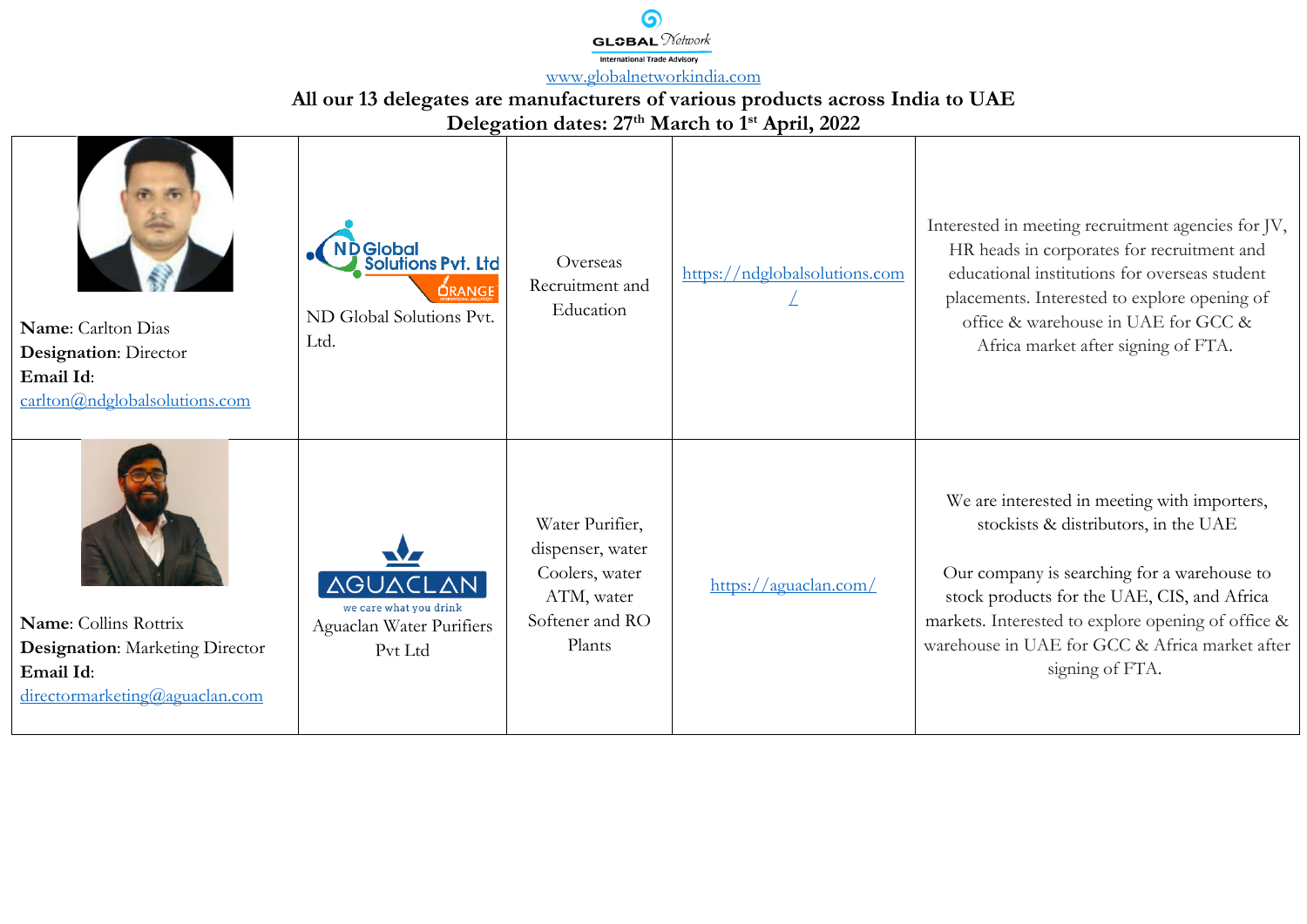GLOBAL Network
International Trade Advisory
www.globalnetworkindia.com

**All our 13 delegates are manufacturers of various products across India to UAE**
**Delegation dates: 27th March to 1st April, 2022**

| | | | | |
|---|---|---|---|---|
| **Name**: Carlton Dias<br>**Designation**: Director<br>**Email Id**: carlton@ndglobalsolutions.com | ND Global Solutions Pvt. Ltd. | Overseas Recruitment and Education | https://ndglobalsolutions.com/ | Interested in meeting recruitment agencies for JV, HR heads in corporates for recruitment and educational institutions for overseas student placements. Interested to explore opening of office & warehouse in UAE for GCC & Africa market after signing of FTA. |
| **Name**: Collins Rottrix<br>**Designation**: Marketing Director<br>**Email Id**: directormarketing@aguaclan.com | Aguaclan Water Purifiers Pvt Ltd | Water Purifier, dispenser, water Coolers, water ATM, water Softener and RO Plants | https://aguaclan.com/ | We are interested in meeting with importers, stockists & distributors, in the UAE<br><br>Our company is searching for a warehouse to stock products for the UAE, CIS, and Africa markets. Interested to explore opening of office & warehouse in UAE for GCC & Africa market after signing of FTA. |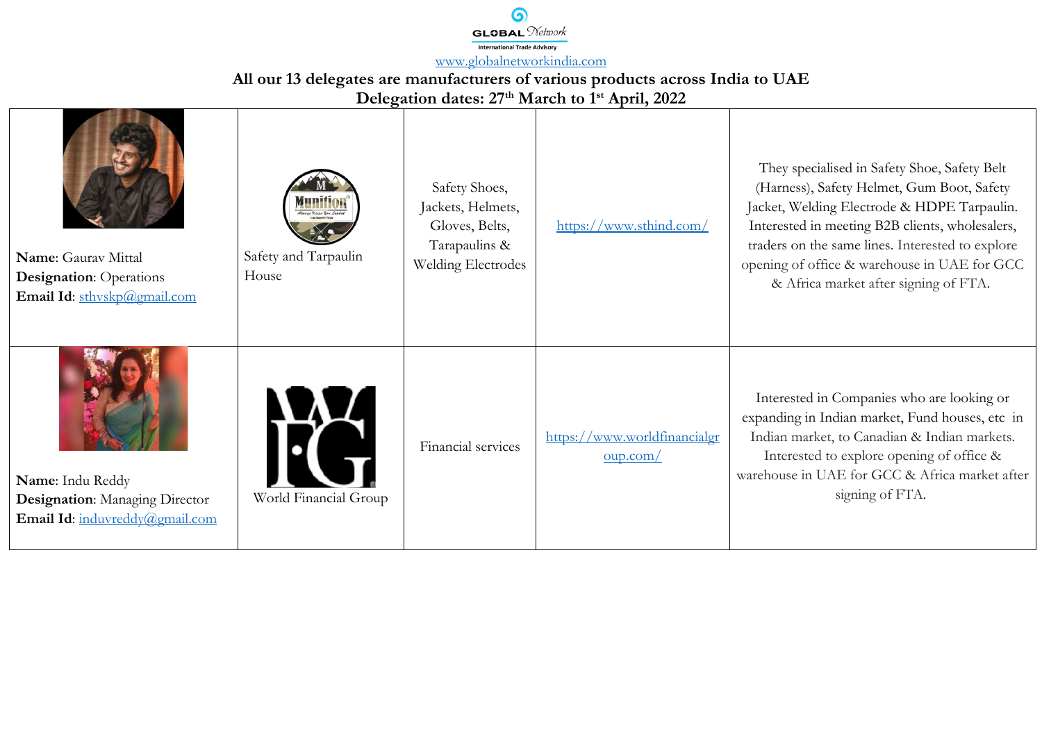GLOBAL Network
International Trade Advisory

www.globalnetworkindia.com

**All our 13 delegates are manufacturers of various products across India to UAE**
**Delegation dates: 27th March to 1st April, 2022**

| | | | | |
|---|---|---|---|---|
| **Name**: Gaurav Mittal<br>**Designation**: Operations<br>**Email Id**: sthvskp@gmail.com | Safety and Tarpaulin House | Safety Shoes, Jackets, Helmets, Gloves, Belts, Tarapaulins & Welding Electrodes | https://www.sthind.com/ | They specialised in Safety Shoe, Safety Belt (Harness), Safety Helmet, Gum Boot, Safety Jacket, Welding Electrode & HDPE Tarpaulin. Interested in meeting B2B clients, wholesalers, traders on the same lines. Interested to explore opening of office & warehouse in UAE for GCC & Africa market after signing of FTA. |
| **Name**: Indu Reddy<br>**Designation**: Managing Director<br>**Email Id**: induvreddy@gmail.com | World Financial Group | Financial services | https://www.worldfinancialgroup.com/ | Interested in Companies who are looking or expanding in Indian market, Fund houses, etc in Indian market, to Canadian & Indian markets. Interested to explore opening of office & warehouse in UAE for GCC & Africa market after signing of FTA. |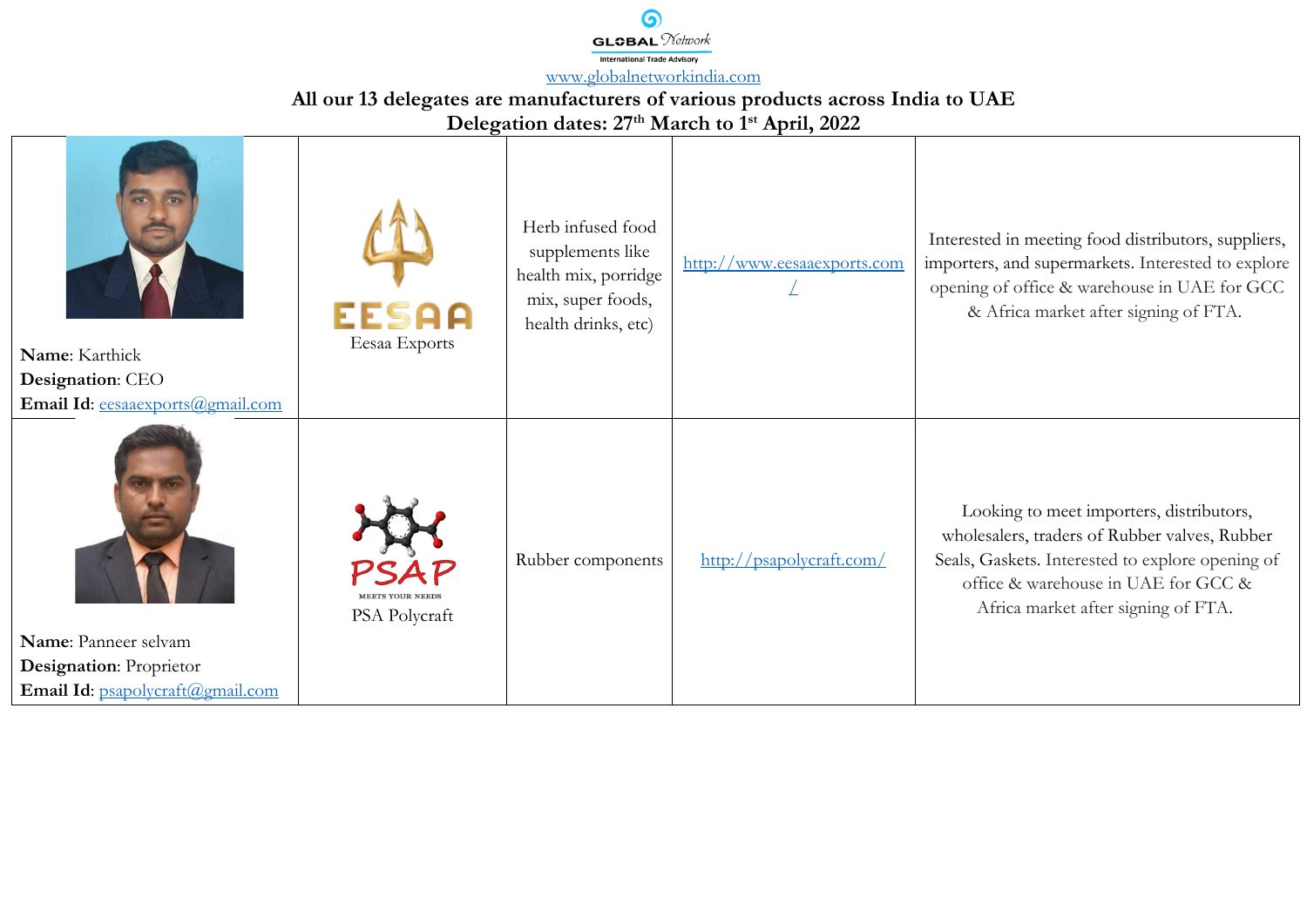GLOBAL Network
International Trade Advisory
www.globalnetworkindia.com

## All our 13 delegates are manufacturers of various products across India to UAE
## Delegation dates: 27th March to 1st April, 2022

| | | | | |
|---|---|---|---|---|
| **Name**: Karthick<br>**Designation**: CEO<br>**Email Id**: eesaaexports@gmail.com | EESAA<br>Eesaa Exports | Herb infused food supplements like health mix, porridge mix, super foods, health drinks, etc) | http://www.eesaaexports.com/ | Interested in meeting food distributors, suppliers, importers, and supermarkets. Interested to explore opening of office & warehouse in UAE for GCC & Africa market after signing of FTA. |
| **Name**: Panneer selvam<br>**Designation**: Proprietor<br>**Email Id**: psapolycraft@gmail.com | PSAP<br>MEETS YOUR NEEDS<br>PSA Polycraft | Rubber components | http://psapolycraft.com/ | Looking to meet importers, distributors, wholesalers, traders of Rubber valves, Rubber Seals, Gaskets. Interested to explore opening of office & warehouse in UAE for GCC & Africa market after signing of FTA. |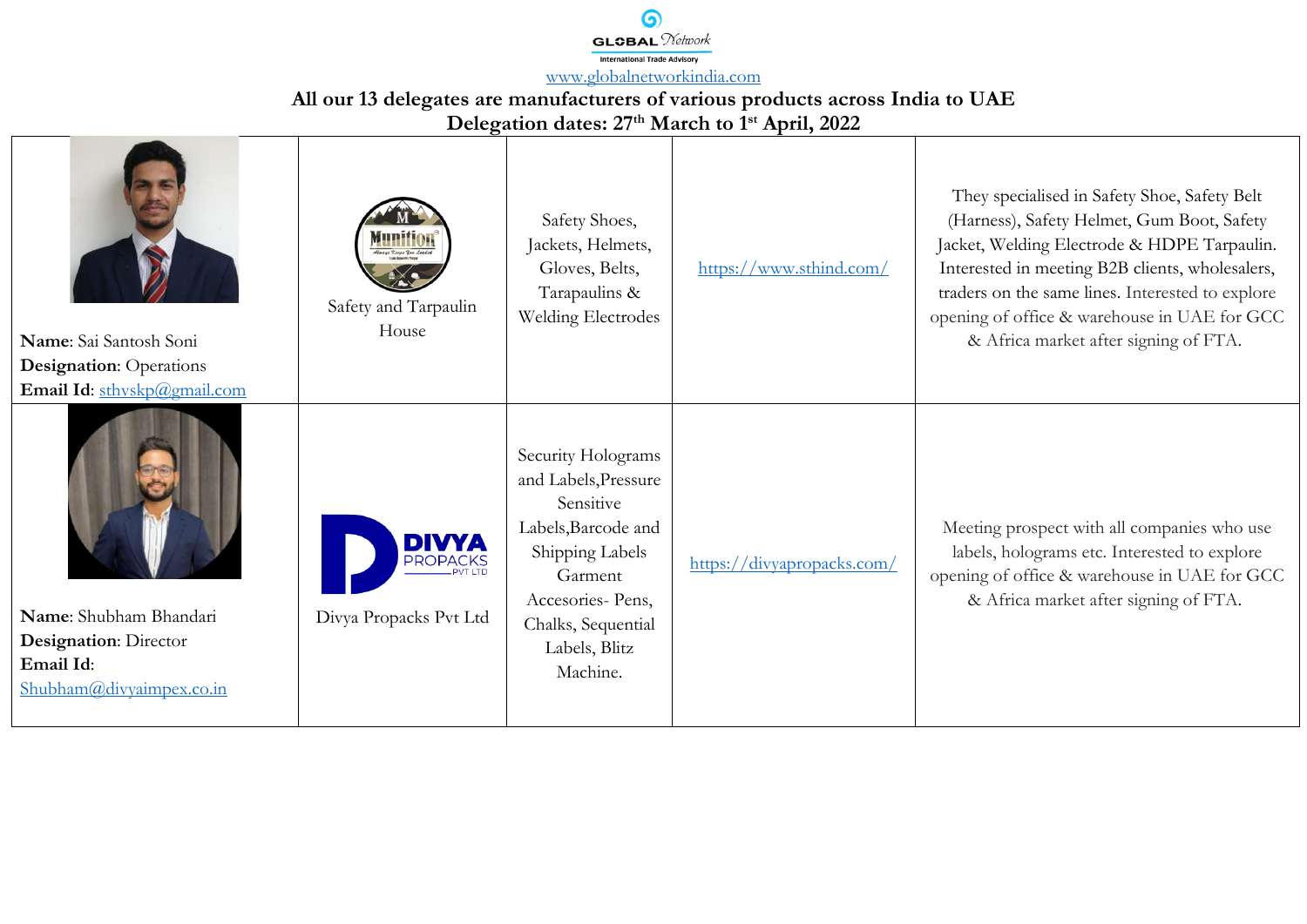www.globalnetworkindia.com

**All our 13 delegates are manufacturers of various products across India to UAE**
**Delegation dates: 27th March to 1st April, 2022**

| | | | | |
|---|---|---|---|---|
| **Name**: Sai Santosh Soni<br>**Designation**: Operations<br>**Email Id**: sthvskp@gmail.com | Safety and Tarpaulin House | Safety Shoes, Jackets, Helmets, Gloves, Belts, Tarapaulins & Welding Electrodes | https://www.sthind.com/ | They specialised in Safety Shoe, Safety Belt (Harness), Safety Helmet, Gum Boot, Safety Jacket, Welding Electrode & HDPE Tarpaulin. Interested in meeting B2B clients, wholesalers, traders on the same lines. Interested to explore opening of office & warehouse in UAE for GCC & Africa market after signing of FTA. |
| **Name**: Shubham Bhandari<br>**Designation**: Director<br>**Email Id**: Shubham@divyaimpex.co.in | Divya Propacks Pvt Ltd | Security Holograms and Labels,Pressure Sensitive Labels,Barcode and Shipping Labels Garment Accesories- Pens, Chalks, Sequential Labels, Blitz Machine. | https://divyapropacks.com/ | Meeting prospect with all companies who use labels, holograms etc. Interested to explore opening of office & warehouse in UAE for GCC & Africa market after signing of FTA. |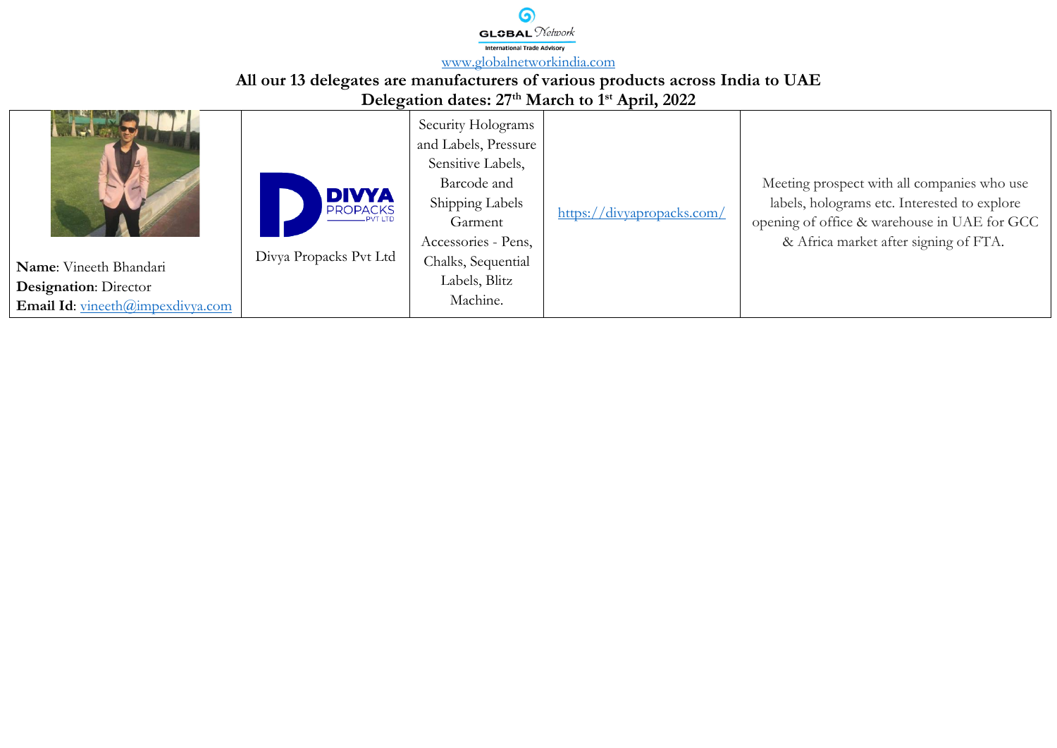www.globalnetworkindia.com

**All our 13 delegates are manufacturers of various products across India to UAE**

**Delegation dates: 27th March to 1st April, 2022**

| | | | | |
|---|---|---|---|---|
| **Name**: Vineeth Bhandari<br>**Designation**: Director<br>**Email Id**: vineeth@impexdivya.com | Divya Propacks Pvt Ltd | Security Holograms and Labels, Pressure Sensitive Labels, Barcode and Shipping Labels Garment Accessories - Pens, Chalks, Sequential Labels, Blitz Machine. | https://divyapropacks.com/ | Meeting prospect with all companies who use labels, holograms etc. Interested to explore opening of office & warehouse in UAE for GCC & Africa market after signing of FTA. |